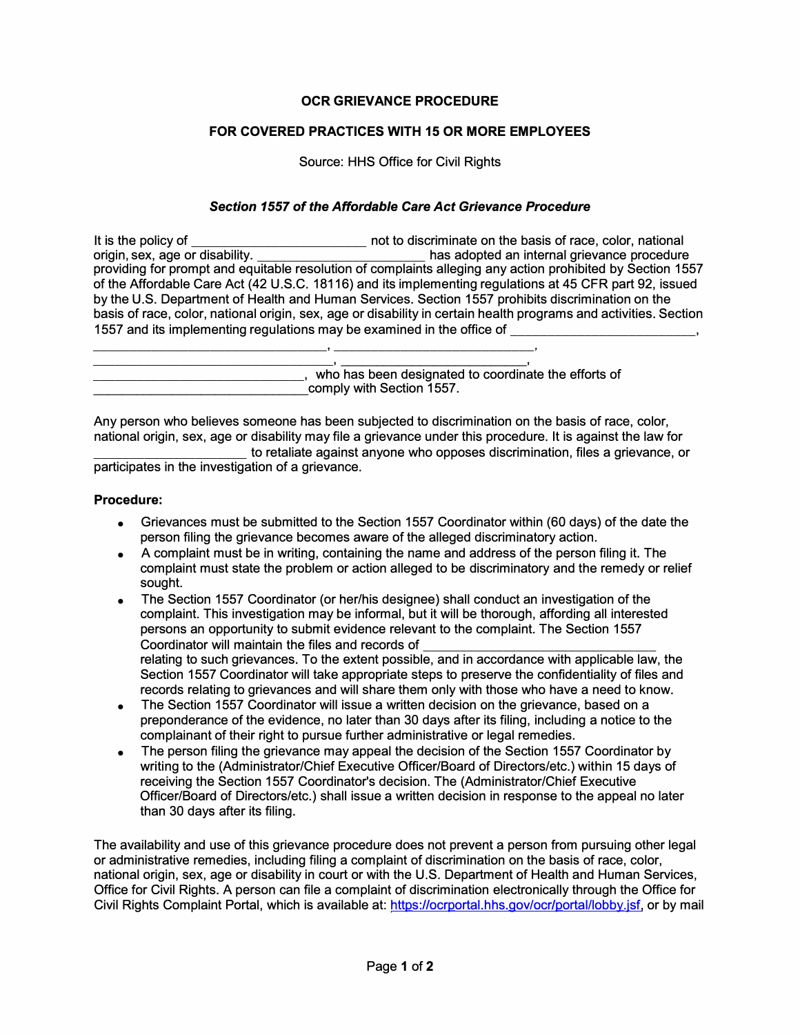**OCR GRIEVANCE PROCEDURE**

**FOR COVERED PRACTICES WITH 15 OR MORE EMPLOYEES**

Source: HHS Office for Civil Rights

***Section 1557 of the Affordable Care Act Grievance Procedure***

It is the policy of ________________________ not to discriminate on the basis of race, color, national origin, sex, age or disability. ________________________ has adopted an internal grievance procedure providing for prompt and equitable resolution of complaints alleging any action prohibited by Section 1557 of the Affordable Care Act (42 U.S.C. 18116) and its implementing regulations at 45 CFR part 92, issued by the U.S. Department of Health and Human Services. Section 1557 prohibits discrimination on the basis of race, color, national origin, sex, age or disability in certain health programs and activities. Section 1557 and its implementing regulations may be examined in the office of ________________________, ________________________________, ____________________________, _________________________________, __________________________, ____________________________, who has been designated to coordinate the efforts of ______________________________comply with Section 1557.

Any person who believes someone has been subjected to discrimination on the basis of race, color, national origin, sex, age or disability may file a grievance under this procedure. It is against the law for _____________________ to retaliate against anyone who opposes discrimination, files a grievance, or participates in the investigation of a grievance.

**Procedure:**

- Grievances must be submitted to the Section 1557 Coordinator within (60 days) of the date the person filing the grievance becomes aware of the alleged discriminatory action.
- A complaint must be in writing, containing the name and address of the person filing it. The complaint must state the problem or action alleged to be discriminatory and the remedy or relief sought.
- The Section 1557 Coordinator (or her/his designee) shall conduct an investigation of the complaint. This investigation may be informal, but it will be thorough, affording all interested persons an opportunity to submit evidence relevant to the complaint. The Section 1557 Coordinator will maintain the files and records of _________________________________ relating to such grievances. To the extent possible, and in accordance with applicable law, the Section 1557 Coordinator will take appropriate steps to preserve the confidentiality of files and records relating to grievances and will share them only with those who have a need to know.
- The Section 1557 Coordinator will issue a written decision on the grievance, based on a preponderance of the evidence, no later than 30 days after its filing, including a notice to the complainant of their right to pursue further administrative or legal remedies.
- The person filing the grievance may appeal the decision of the Section 1557 Coordinator by writing to the (Administrator/Chief Executive Officer/Board of Directors/etc.) within 15 days of receiving the Section 1557 Coordinator's decision. The (Administrator/Chief Executive Officer/Board of Directors/etc.) shall issue a written decision in response to the appeal no later than 30 days after its filing.

The availability and use of this grievance procedure does not prevent a person from pursuing other legal or administrative remedies, including filing a complaint of discrimination on the basis of race, color, national origin, sex, age or disability in court or with the U.S. Department of Health and Human Services, Office for Civil Rights. A person can file a complaint of discrimination electronically through the Office for Civil Rights Complaint Portal, which is available at: https://ocrportal.hhs.gov/ocr/portal/lobby.jsf, or by mail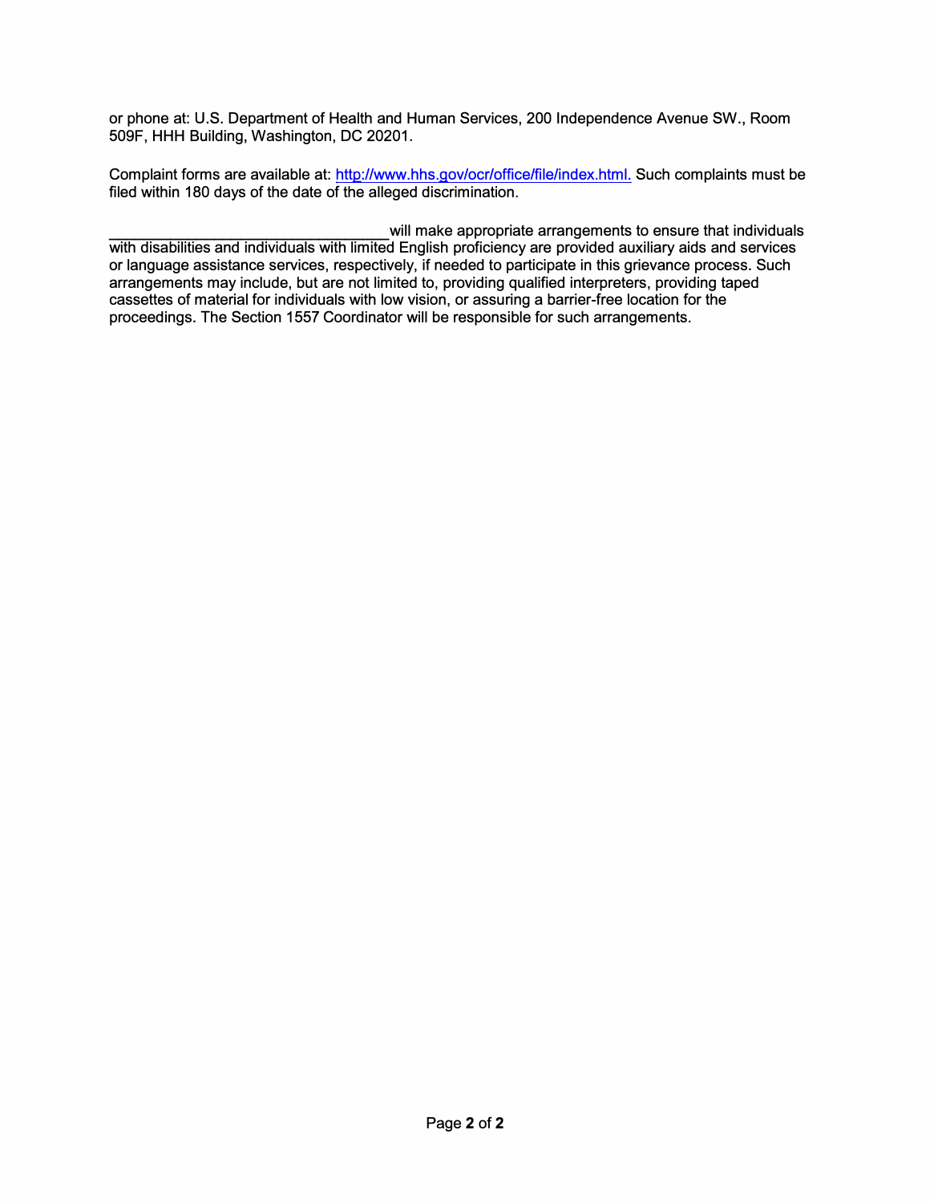or phone at: U.S. Department of Health and Human Services, 200 Independence Avenue SW., Room 509F, HHH Building, Washington, DC 20201.

Complaint forms are available at: [http://www.hhs.gov/ocr/office/file/index.html.](http://www.hhs.gov/ocr/office/file/index.html) Such complaints must be filed within 180 days of the date of the alleged discrimination.

________________________________ will make appropriate arrangements to ensure that individuals with disabilities and individuals with limited English proficiency are provided auxiliary aids and services or language assistance services, respectively, if needed to participate in this grievance process. Such arrangements may include, but are not limited to, providing qualified interpreters, providing taped cassettes of material for individuals with low vision, or assuring a barrier-free location for the proceedings. The Section 1557 Coordinator will be responsible for such arrangements.